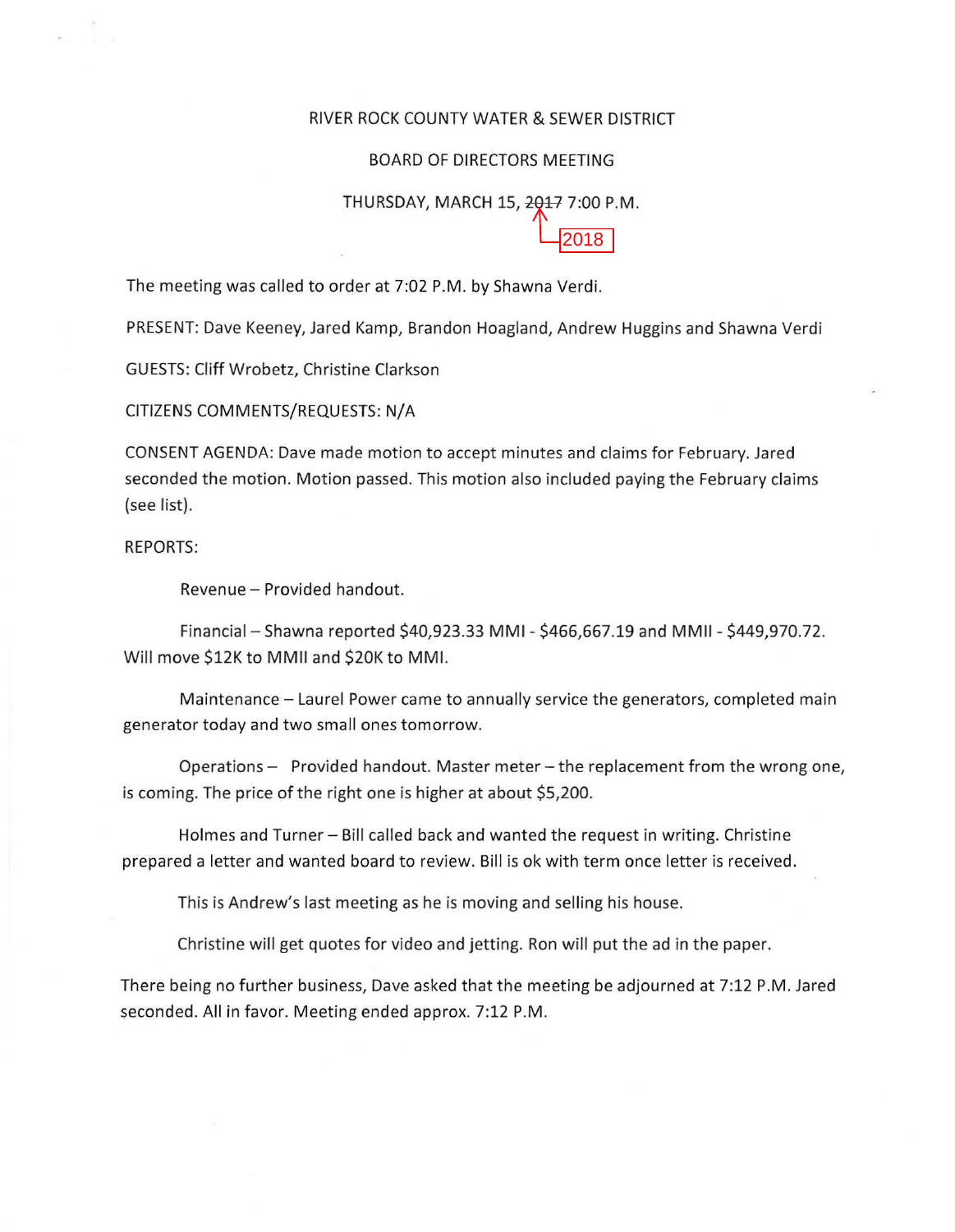# RIVER ROCK COUNTY WATER & SEWER DISTRICT

## BOARD OF DIRECTORS MEETING

### THURSDAY, MARCH 15, ~~2017~~ 2018 7:00 P.M.

The meeting was called to order at 7:02 P.M. by Shawna Verdi.

PRESENT: Dave Keeney, Jared Kamp, Brandon Hoagland, Andrew Huggins and Shawna Verdi

GUESTS: Cliff Wrobetz, Christine Clarkson

CITIZENS COMMENTS/REQUESTS: N/A

CONSENT AGENDA: Dave made motion to accept minutes and claims for February. Jared seconded the motion. Motion passed. This motion also included paying the February claims (see list).

REPORTS:

Revenue – Provided handout.

Financial – Shawna reported $40,923.33 MMI - $466,667.19 and MMII - $449,970.72. Will move $12K to MMII and $20K to MMI.

Maintenance – Laurel Power came to annually service the generators, completed main generator today and two small ones tomorrow.

Operations – Provided handout. Master meter – the replacement from the wrong one, is coming. The price of the right one is higher at about $5,200.

Holmes and Turner – Bill called back and wanted the request in writing. Christine prepared a letter and wanted board to review. Bill is ok with term once letter is received.

This is Andrew's last meeting as he is moving and selling his house.

Christine will get quotes for video and jetting. Ron will put the ad in the paper.

There being no further business, Dave asked that the meeting be adjourned at 7:12 P.M. Jared seconded. All in favor. Meeting ended approx. 7:12 P.M.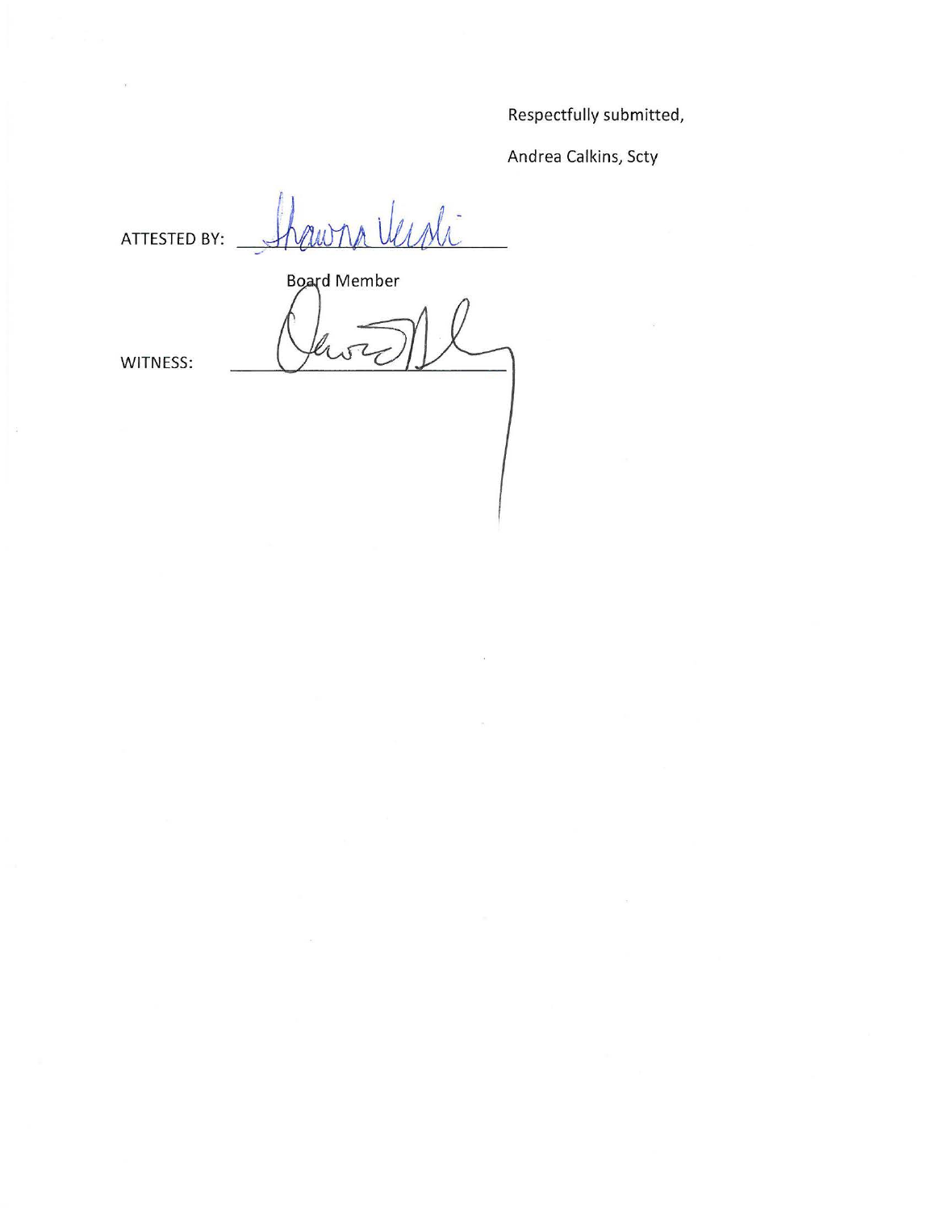Respectfully submitted,

Andrea Calkins, Scty

ATTESTED BY: Shawna Ueski

Board Member

WITNESS: ______________________